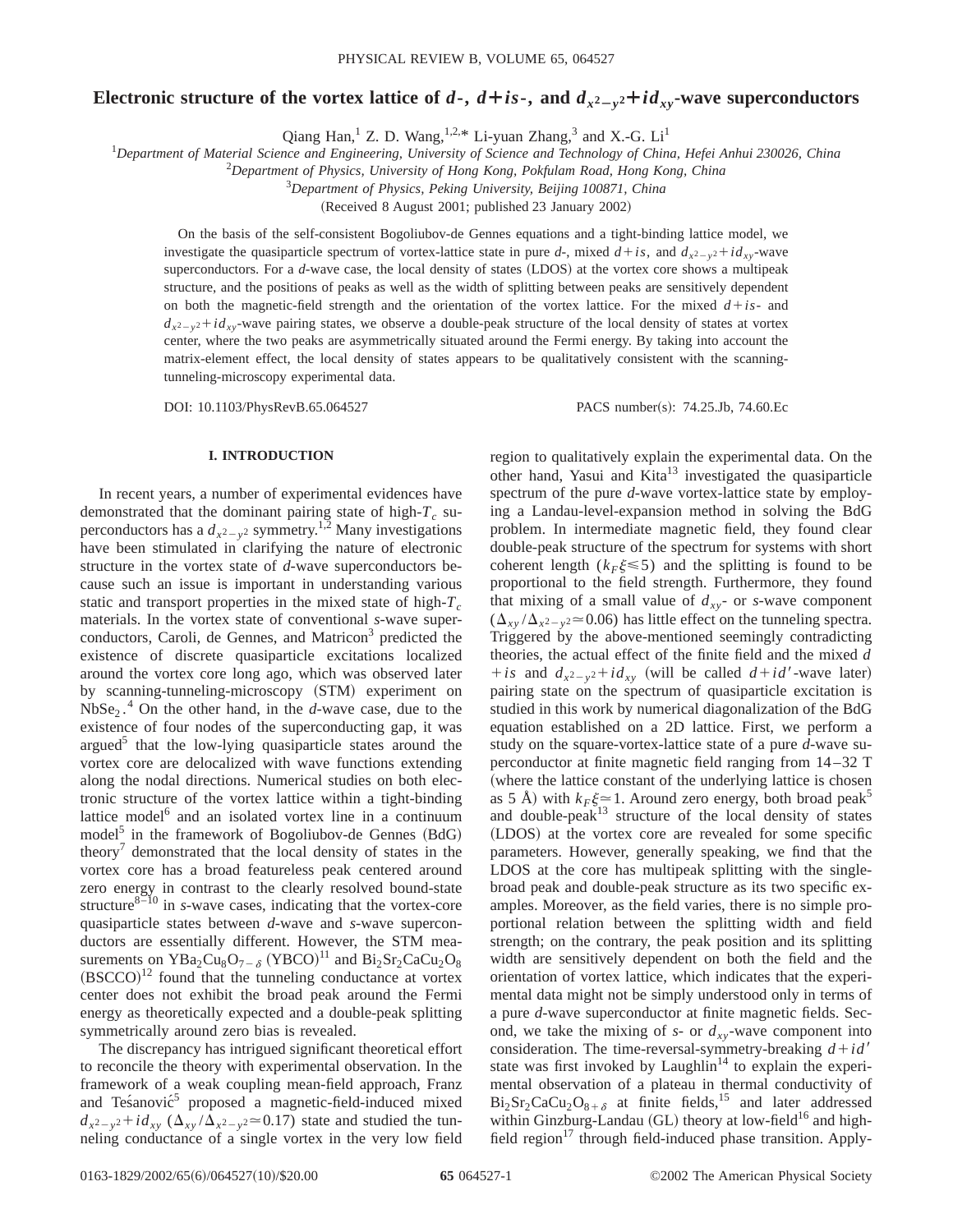# Electronic structure of the vortex lattice of $d$-, $d+is$-, and $d_{x^2-y^2}+id_{xy}$-wave superconductors

Qiang Han,[1] Z. D. Wang,[1,2,*] Li-yuan Zhang,[3] and X.-G. Li[1]

[1]*Department of Material Science and Engineering, University of Science and Technology of China, Hefei Anhui 230026, China*

[2]*Department of Physics, University of Hong Kong, Pokfulam Road, Hong Kong, China*

[3]*Department of Physics, Peking University, Beijing 100871, China*

(Received 8 August 2001; published 23 January 2002)

On the basis of the self-consistent Bogoliubov-de Gennes equations and a tight-binding lattice model, we investigate the quasiparticle spectrum of vortex-lattice state in pure $d$-, mixed $d+is$, and $d_{x^2-y^2}+id_{xy}$-wave superconductors. For a $d$-wave case, the local density of states (LDOS) at the vortex core shows a multipeak structure, and the positions of peaks as well as the width of splitting between peaks are sensitively dependent on both the magnetic-field strength and the orientation of the vortex lattice. For the mixed $d+is$- and $d_{x^2-y^2}+id_{xy}$-wave pairing states, we observe a double-peak structure of the local density of states at vortex center, where the two peaks are asymmetrically situated around the Fermi energy. By taking into account the matrix-element effect, the local density of states appears to be qualitatively consistent with the scanning-tunneling-microscopy experimental data.

DOI: 10.1103/PhysRevB.65.064527 PACS number(s): 74.25.Jb, 74.60.Ec

## I. INTRODUCTION

In recent years, a number of experimental evidences have demonstrated that the dominant pairing state of high-$T_c$ superconductors has a $d_{x^2-y^2}$ symmetry.[1,2] Many investigations have been stimulated in clarifying the nature of electronic structure in the vortex state of $d$-wave superconductors because such an issue is important in understanding various static and transport properties in the mixed state of high-$T_c$ materials. In the vortex state of conventional $s$-wave superconductors, Caroli, de Gennes, and Matricon[3] predicted the existence of discrete quasiparticle excitations localized around the vortex core long ago, which was observed later by scanning-tunneling-microscopy (STM) experiment on $NbSe_2$.[4] On the other hand, in the $d$-wave case, due to the existence of four nodes of the superconducting gap, it was argued[5] that the low-lying quasiparticle states around the vortex core are delocalized with wave functions extending along the nodal directions. Numerical studies on both electronic structure of the vortex lattice within a tight-binding lattice model[6] and an isolated vortex line in a continuum model[5] in the framework of Bogoliubov-de Gennes (BdG) theory[7] demonstrated that the local density of states in the vortex core has a broad featureless peak centered around zero energy in contrast to the clearly resolved bound-state structure[8–10] in $s$-wave cases, indicating that the vortex-core quasiparticle states between $d$-wave and $s$-wave superconductors are essentially different. However, the STM measurements on $YBa_2Cu_8O_{7-\delta}$ (YBCO)[11] and $Bi_2Sr_2CaCu_2O_8$ (BSCCO)[12] found that the tunneling conductance at vortex center does not exhibit the broad peak around the Fermi energy as theoretically expected and a double-peak splitting symmetrically around zero bias is revealed.

The discrepancy has intrigued significant theoretical effort to reconcile the theory with experimental observation. In the framework of a weak coupling mean-field approach, Franz and Tešanović[5] proposed a magnetic-field-induced mixed $d_{x^2-y^2}+id_{xy}$ ($\Delta_{xy}/\Delta_{x^2-y^2}\simeq 0.17$) state and studied the tunneling conductance of a single vortex in the very low field region to qualitatively explain the experimental data. On the other hand, Yasui and Kita[13] investigated the quasiparticle spectrum of the pure $d$-wave vortex-lattice state by employing a Landau-level-expansion method in solving the BdG problem. In intermediate magnetic field, they found clear double-peak structure of the spectrum for systems with short coherent length ($k_F\xi \lesssim 5$) and the splitting is found to be proportional to the field strength. Furthermore, they found that mixing of a small value of $d_{xy}$- or $s$-wave component ($\Delta_{xy}/\Delta_{x^2-y^2}\simeq 0.06$) has little effect on the tunneling spectra. Triggered by the above-mentioned seemingly contradicting theories, the actual effect of the finite field and the mixed $d+is$ and $d_{x^2-y^2}+id_{xy}$ (will be called $d+id'$-wave later) pairing state on the spectrum of quasiparticle excitation is studied in this work by numerical diagonalization of the BdG equation established on a 2D lattice. First, we perform a study on the square-vortex-lattice state of a pure $d$-wave superconductor at finite magnetic field ranging from 14–32 T (where the lattice constant of the underlying lattice is chosen as 5 Å) with $k_F\xi \simeq 1$. Around zero energy, both broad peak[5] and double-peak[13] structure of the local density of states (LDOS) at the vortex core are revealed for some specific parameters. However, generally speaking, we find that the LDOS at the core has multipeak splitting with the single-broad peak and double-peak structure as its two specific examples. Moreover, as the field varies, there is no simple proportional relation between the splitting width and field strength; on the contrary, the peak position and its splitting width are sensitively dependent on both the field and the orientation of vortex lattice, which indicates that the experimental data might not be simply understood only in terms of a pure $d$-wave superconductor at finite magnetic fields. Second, we take the mixing of $s$- or $d_{xy}$-wave component into consideration. The time-reversal-symmetry-breaking $d+id'$ state was first invoked by Laughlin[14] to explain the experimental observation of a plateau in thermal conductivity of $Bi_2Sr_2CaCu_2O_{8+\delta}$ at finite fields,[15] and later addressed within Ginzburg-Landau (GL) theory at low-field[16] and high-field region[17] through field-induced phase transition. Apply-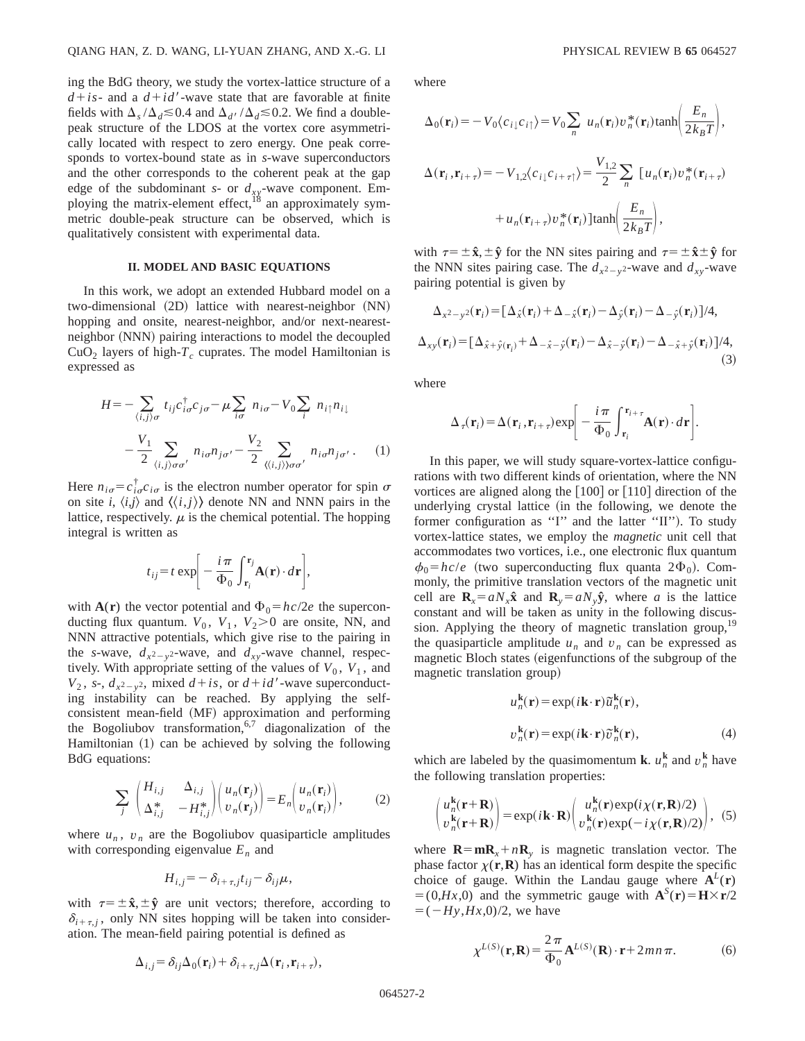ing the BdG theory, we study the vortex-lattice structure of a $d+is$- and a $d+id'$-wave state that are favorable at finite fields with $\Delta_s/\Delta_d \lesssim 0.4$ and $\Delta_{d'}/\Delta_d \lesssim 0.2$. We find a double-peak structure of the LDOS at the vortex core asymmetrically located with respect to zero energy. One peak corresponds to vortex-bound state as in $s$-wave superconductors and the other corresponds to the coherent peak at the gap edge of the subdominant $s$- or $d_{xy}$-wave component. Employing the matrix-element effect,[18] an approximately symmetric double-peak structure can be observed, which is qualitatively consistent with experimental data.

## II. MODEL AND BASIC EQUATIONS

In this work, we adopt an extended Hubbard model on a two-dimensional (2D) lattice with nearest-neighbor (NN) hopping and onsite, nearest-neighbor, and/or next-nearest-neighbor (NNN) pairing interactions to model the decoupled $CuO_2$ layers of high-$T_c$ cuprates. The model Hamiltonian is expressed as

$$H = -\sum_{\langle i,j\rangle\sigma} t_{ij} c^{\dagger}_{i\sigma} c_{j\sigma} - \mu \sum_{i\sigma} n_{i\sigma} - V_0 \sum_i n_{i\uparrow} n_{i\downarrow} - \frac{V_1}{2} \sum_{\langle i,j\rangle\sigma\sigma'} n_{i\sigma} n_{j\sigma'} - \frac{V_2}{2} \sum_{\langle\langle i,j\rangle\rangle\sigma\sigma'} n_{i\sigma} n_{j\sigma'}. \qquad (1)$$

Here $n_{i\sigma} = c^{\dagger}_{i\sigma} c_{i\sigma}$ is the electron number operator for spin $\sigma$ on site $i$, $\langle i,j\rangle$ and $\langle\langle i,j\rangle\rangle$ denote NN and NNN pairs in the lattice, respectively. $\mu$ is the chemical potential. The hopping integral is written as

$$t_{ij} = t \exp\left[-\frac{i\pi}{\Phi_0}\int_{\mathbf{r}_i}^{\mathbf{r}_j} \mathbf{A}(\mathbf{r}) \cdot d\mathbf{r}\right],$$

with $\mathbf{A}(\mathbf{r})$ the vector potential and $\Phi_0 = hc/2e$ the superconducting flux quantum. $V_0$, $V_1$, $V_2 > 0$ are onsite, NN, and NNN attractive potentials, which give rise to the pairing in the $s$-wave, $d_{x^2-y^2}$-wave, and $d_{xy}$-wave channel, respectively. With appropriate setting of the values of $V_0$, $V_1$, and $V_2$, $s$-, $d_{x^2-y^2}$, mixed $d+is$, or $d+id'$-wave superconducting instability can be reached. By applying the self-consistent mean-field (MF) approximation and performing the Bogoliubov transformation,[6,7] diagonalization of the Hamiltonian (1) can be achieved by solving the following BdG equations:

$$\sum_j \begin{pmatrix} H_{i,j} & \Delta_{i,j} \\ \Delta^*_{i,j} & -H^*_{i,j} \end{pmatrix} \begin{pmatrix} u_n(\mathbf{r}_j) \\ v_n(\mathbf{r}_j) \end{pmatrix} = E_n \begin{pmatrix} u_n(\mathbf{r}_i) \\ v_n(\mathbf{r}_i) \end{pmatrix}, \qquad (2)$$

where $u_n$, $v_n$ are the Bogoliubov quasiparticle amplitudes with corresponding eigenvalue $E_n$ and

$$H_{i,j} = -\delta_{i+\tau,j} t_{ij} - \delta_{ij}\mu,$$

with $\tau = \pm\hat{\mathbf{x}}, \pm\hat{\mathbf{y}}$ are unit vectors; therefore, according to $\delta_{i+\tau,j}$, only NN sites hopping will be taken into consideration. The mean-field pairing potential is defined as

$$\Delta_{i,j} = \delta_{ij}\Delta_0(\mathbf{r}_i) + \delta_{i+\tau,j}\Delta(\mathbf{r}_i, \mathbf{r}_{i+\tau}),$$

where

$$\Delta_0(\mathbf{r}_i) = -V_0\langle c_{i\downarrow} c_{i\uparrow}\rangle = V_0 \sum_n u_n(\mathbf{r}_i) v^*_n(\mathbf{r}_i) \tanh\left(\frac{E_n}{2k_B T}\right),$$

$$\Delta(\mathbf{r}_i, \mathbf{r}_{i+\tau}) = -V_{1,2}\langle c_{i\downarrow} c_{i+\tau\uparrow}\rangle = \frac{V_{1,2}}{2} \sum_n [u_n(\mathbf{r}_i) v^*_n(\mathbf{r}_{i+\tau}) + u_n(\mathbf{r}_{i+\tau}) v^*_n(\mathbf{r}_i)] \tanh\left(\frac{E_n}{2k_B T}\right),$$

with $\tau = \pm\hat{\mathbf{x}}, \pm\hat{\mathbf{y}}$ for the NN sites pairing and $\tau = \pm\hat{\mathbf{x}}\pm\hat{\mathbf{y}}$ for the NNN sites pairing case. The $d_{x^2-y^2}$-wave and $d_{xy}$-wave pairing potential is given by

$$\Delta_{x^2-y^2}(\mathbf{r}_i) = [\Delta_{\hat{x}}(\mathbf{r}_i) + \Delta_{-\hat{x}}(\mathbf{r}_i) - \Delta_{\hat{y}}(\mathbf{r}_i) - \Delta_{-\hat{y}}(\mathbf{r}_i)]/4,$$

$$\Delta_{xy}(\mathbf{r}_i) = [\Delta_{\hat{x}+\hat{y}(\mathbf{r}_i)} + \Delta_{-\hat{x}-\hat{y}}(\mathbf{r}_i) - \Delta_{\hat{x}-\hat{y}}(\mathbf{r}_i) - \Delta_{-\hat{x}+\hat{y}}(\mathbf{r}_i)]/4, \qquad (3)$$

where

$$\Delta_\tau(\mathbf{r}_i) = \Delta(\mathbf{r}_i, \mathbf{r}_{i+\tau}) \exp\left[-\frac{i\pi}{\Phi_0}\int_{\mathbf{r}_i}^{\mathbf{r}_{i+\tau}} \mathbf{A}(\mathbf{r}) \cdot d\mathbf{r}\right].$$

In this paper, we will study square-vortex-lattice configurations with two different kinds of orientation, where the NN vortices are aligned along the [100] or [110] direction of the underlying crystal lattice (in the following, we denote the former configuration as "I" and the latter "II"). To study vortex-lattice states, we employ the *magnetic* unit cell that accommodates two vortices, i.e., one electronic flux quantum $\phi_0 = hc/e$ (two superconducting flux quanta $2\Phi_0$). Commonly, the primitive translation vectors of the magnetic unit cell are $\mathbf{R}_x = aN_x\hat{\mathbf{x}}$ and $\mathbf{R}_y = aN_y\hat{\mathbf{y}}$, where $a$ is the lattice constant and will be taken as unity in the following discussion. Applying the theory of magnetic translation group,[19] the quasiparticle amplitude $u_n$ and $v_n$ can be expressed as magnetic Bloch states (eigenfunctions of the subgroup of the magnetic translation group)

$$u^{\mathbf{k}}_n(\mathbf{r}) = \exp(i\mathbf{k}\cdot\mathbf{r})\tilde{u}^{\mathbf{k}}_n(\mathbf{r}),$$

$$v^{\mathbf{k}}_n(\mathbf{r}) = \exp(i\mathbf{k}\cdot\mathbf{r})\tilde{v}^{\mathbf{k}}_n(\mathbf{r}), \qquad (4)$$

which are labeled by the quasimomentum $\mathbf{k}$. $u^{\mathbf{k}}_n$ and $v^{\mathbf{k}}_n$ have the following translation properties:

$$\begin{pmatrix} u^{\mathbf{k}}_n(\mathbf{r}+\mathbf{R}) \\ v^{\mathbf{k}}_n(\mathbf{r}+\mathbf{R}) \end{pmatrix} = \exp(i\mathbf{k}\cdot\mathbf{R}) \begin{pmatrix} u^{\mathbf{k}}_n(\mathbf{r})\exp(i\chi(\mathbf{r},\mathbf{R})/2) \\ v^{\mathbf{k}}_n(\mathbf{r})\exp(-i\chi(\mathbf{r},\mathbf{R})/2) \end{pmatrix}, \qquad (5)$$

where $\mathbf{R} = \mathbf{m}\mathbf{R}_x + n\mathbf{R}_y$ is magnetic translation vector. The phase factor $\chi(\mathbf{r},\mathbf{R})$ has an identical form despite the specific choice of gauge. Within the Landau gauge where $\mathbf{A}^L(\mathbf{r}) = (0, Hx, 0)$ and the symmetric gauge with $\mathbf{A}^S(\mathbf{r}) = \mathbf{H}\times\mathbf{r}/2 = (-Hy, Hx, 0)/2$, we have

$$\chi^{L(S)}(\mathbf{r},\mathbf{R}) = \frac{2\pi}{\Phi_0}\mathbf{A}^{L(S)}(\mathbf{R})\cdot\mathbf{r} + 2mn\pi. \qquad (6)$$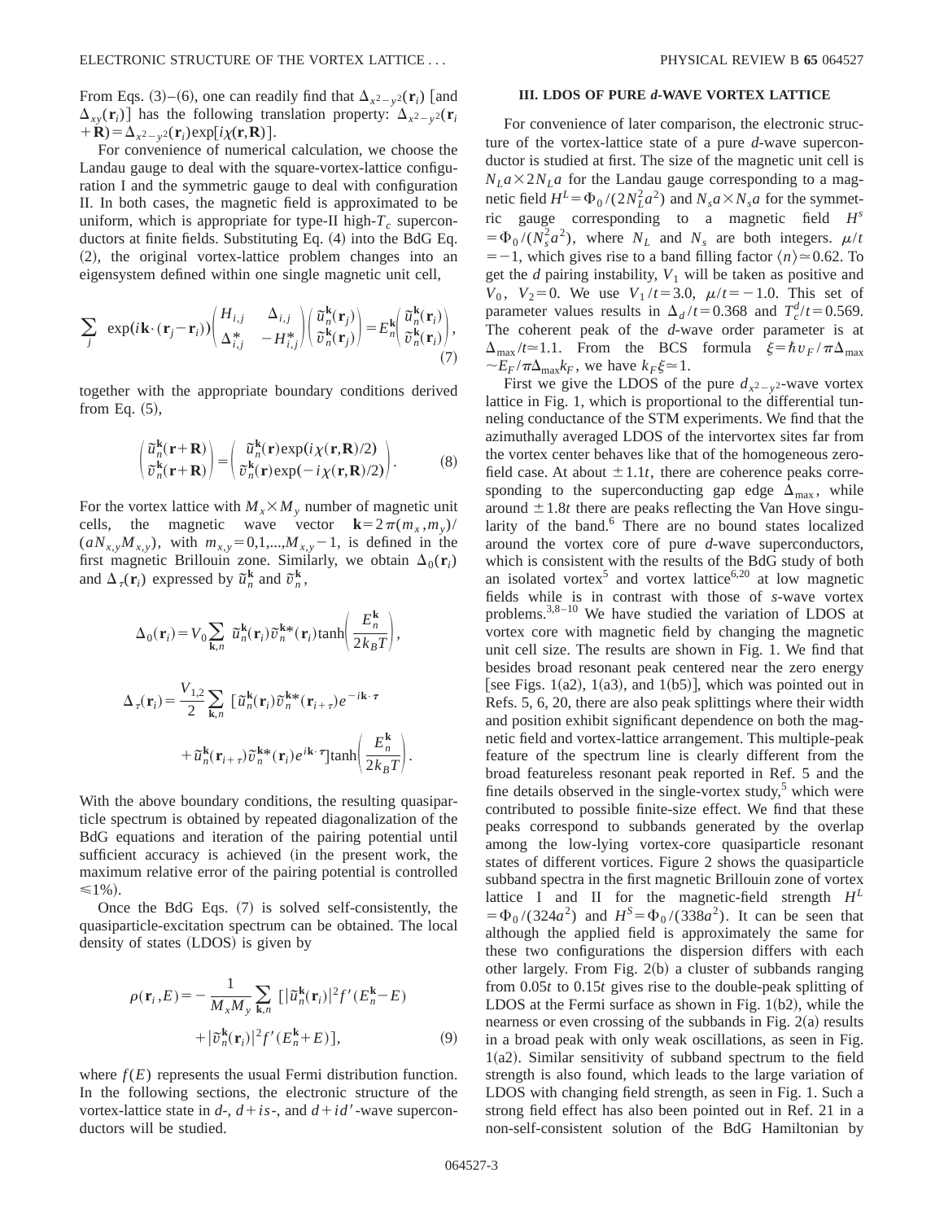From Eqs. (3)–(6), one can readily find that $\Delta_{x^2-y^2}(\mathbf{r}_i)$ [and $\Delta_{xy}(\mathbf{r}_i)$] has the following translation property: $\Delta_{x^2-y^2}(\mathbf{r}_i+\mathbf{R})=\Delta_{x^2-y^2}(\mathbf{r}_i)\exp[i\chi(\mathbf{r},\mathbf{R})]$.

For convenience of numerical calculation, we choose the Landau gauge to deal with the square-vortex-lattice configuration I and the symmetric gauge to deal with configuration II. In both cases, the magnetic field is approximated to be uniform, which is appropriate for type-II high-$T_c$ superconductors at finite fields. Substituting Eq. (4) into the BdG Eq. (2), the original vortex-lattice problem changes into an eigensystem defined within one single magnetic unit cell,

$$\sum_j \exp(i\mathbf{k}\cdot(\mathbf{r}_j-\mathbf{r}_i))\begin{pmatrix} H_{i,j} & \Delta_{i,j} \\ \Delta_{i,j}^* & -H_{i,j}^* \end{pmatrix}\begin{pmatrix} \tilde{u}_n^{\mathbf{k}}(\mathbf{r}_j) \\ \tilde{v}_n^{\mathbf{k}}(\mathbf{r}_j) \end{pmatrix} = E_n^{\mathbf{k}}\begin{pmatrix} \tilde{u}_n^{\mathbf{k}}(\mathbf{r}_i) \\ \tilde{v}_n^{\mathbf{k}}(\mathbf{r}_i) \end{pmatrix}, \tag{7}$$

together with the appropriate boundary conditions derived from Eq. (5),

$$\begin{pmatrix} \tilde{u}_n^{\mathbf{k}}(\mathbf{r}+\mathbf{R}) \\ \tilde{v}_n^{\mathbf{k}}(\mathbf{r}+\mathbf{R}) \end{pmatrix} = \begin{pmatrix} \tilde{u}_n^{\mathbf{k}}(\mathbf{r})\exp(i\chi(\mathbf{r},\mathbf{R})/2) \\ \tilde{v}_n^{\mathbf{k}}(\mathbf{r})\exp(-i\chi(\mathbf{r},\mathbf{R})/2) \end{pmatrix}. \tag{8}$$

For the vortex lattice with $M_x\times M_y$ number of magnetic unit cells, the magnetic wave vector $\mathbf{k}=2\pi(m_x,m_y)/(aN_{x,y}M_{x,y})$, with $m_{x,y}=0,1,\ldots,M_{x,y}-1$, is defined in the first magnetic Brillouin zone. Similarly, we obtain $\Delta_0(\mathbf{r}_i)$ and $\Delta_\tau(\mathbf{r}_i)$ expressed by $\tilde{u}_n^{\mathbf{k}}$ and $\tilde{v}_n^{\mathbf{k}}$,

$$\Delta_0(\mathbf{r}_i)=V_0\sum_{\mathbf{k},n}\tilde{u}_n^{\mathbf{k}}(\mathbf{r}_i)\tilde{v}_n^{\mathbf{k}*}(\mathbf{r}_i)\tanh\left(\frac{E_n^{\mathbf{k}}}{2k_BT}\right),$$

$$\Delta_\tau(\mathbf{r}_i)=\frac{V_{1,2}}{2}\sum_{\mathbf{k},n}[\tilde{u}_n^{\mathbf{k}}(\mathbf{r}_i)\tilde{v}_n^{\mathbf{k}*}(\mathbf{r}_{i+\tau})e^{-i\mathbf{k}\cdot\tau}+\tilde{u}_n^{\mathbf{k}}(\mathbf{r}_{i+\tau})\tilde{v}_n^{\mathbf{k}*}(\mathbf{r}_i)e^{i\mathbf{k}\cdot\tau}]\tanh\left(\frac{E_n^{\mathbf{k}}}{2k_BT}\right).$$

With the above boundary conditions, the resulting quasiparticle spectrum is obtained by repeated diagonalization of the BdG equations and iteration of the pairing potential until sufficient accuracy is achieved (in the present work, the maximum relative error of the pairing potential is controlled $\leq 1\%$).

Once the BdG Eqs. (7) is solved self-consistently, the quasiparticle-excitation spectrum can be obtained. The local density of states (LDOS) is given by

$$\rho(\mathbf{r}_i,E)=-\frac{1}{M_xM_y}\sum_{\mathbf{k},n}[|\tilde{u}_n^{\mathbf{k}}(\mathbf{r}_i)|^2f'(E_n^{\mathbf{k}}-E)+|\tilde{v}_n^{\mathbf{k}}(\mathbf{r}_i)|^2f'(E_n^{\mathbf{k}}+E)], \tag{9}$$

where $f(E)$ represents the usual Fermi distribution function. In the following sections, the electronic structure of the vortex-lattice state in $d$-, $d+is$-, and $d+id'$-wave superconductors will be studied.

## III. LDOS OF PURE $d$-WAVE VORTEX LATTICE

For convenience of later comparison, the electronic structure of the vortex-lattice state of a pure $d$-wave superconductor is studied at first. The size of the magnetic unit cell is $N_La\times 2N_La$ for the Landau gauge corresponding to a magnetic field $H^L=\Phi_0/(2N_L^2a^2)$ and $N_sa\times N_sa$ for the symmetric gauge corresponding to a magnetic field $H^s=\Phi_0/(N_s^2a^2)$, where $N_L$ and $N_s$ are both integers. $\mu/t=-1$, which gives rise to a band filling factor $\langle n\rangle\simeq 0.62$. To get the $d$ pairing instability, $V_1$ will be taken as positive and $V_0$, $V_2=0$. We use $V_1/t=3.0$, $\mu/t=-1.0$. This set of parameter values results in $\Delta_d/t=0.368$ and $T_c^d/t=0.569$. The coherent peak of the $d$-wave order parameter is at $\Delta_{\max}/t\simeq 1.1$. From the BCS formula $\xi=\hbar v_F/\pi\Delta_{\max}\sim E_F/\pi\Delta_{\max}k_F$, we have $k_F\xi\simeq 1$.

First we give the LDOS of the pure $d_{x^2-y^2}$-wave vortex lattice in Fig. 1, which is proportional to the differential tunneling conductance of the STM experiments. We find that the azimuthally averaged LDOS of the intervortex sites far from the vortex center behaves like that of the homogeneous zero-field case. At about $\pm 1.1t$, there are coherence peaks corresponding to the superconducting gap edge $\Delta_{\max}$, while around $\pm 1.8t$ there are peaks reflecting the Van Hove singularity of the band.[6] There are no bound states localized around the vortex core of pure $d$-wave superconductors, which is consistent with the results of the BdG study of both an isolated vortex[5] and vortex lattice[6,20] at low magnetic fields while is in contrast with those of $s$-wave vortex problems.[3,8–10] We have studied the variation of LDOS at vortex core with magnetic field by changing the magnetic unit cell size. The results are shown in Fig. 1. We find that besides broad resonant peak centered near the zero energy [see Figs. 1(a2), 1(a3), and 1(b5)], which was pointed out in Refs. 5, 6, 20, there are also peak splittings where their width and position exhibit significant dependence on both the magnetic field and vortex-lattice arrangement. This multiple-peak feature of the spectrum line is clearly different from the broad featureless resonant peak reported in Ref. 5 and the fine details observed in the single-vortex study,[5] which were contributed to possible finite-size effect. We find that these peaks correspond to subbands generated by the overlap among the low-lying vortex-core quasiparticle resonant states of different vortices. Figure 2 shows the quasiparticle subband spectra in the first magnetic Brillouin zone of vortex lattice I and II for the magnetic-field strength $H^L=\Phi_0/(324a^2)$ and $H^S=\Phi_0/(338a^2)$. It can be seen that although the applied field is approximately the same for these two configurations the dispersion differs with each other largely. From Fig. 2(b) a cluster of subbands ranging from $0.05t$ to $0.15t$ gives rise to the double-peak splitting of LDOS at the Fermi surface as shown in Fig. 1(b2), while the nearness or even crossing of the subbands in Fig. 2(a) results in a broad peak with only weak oscillations, as seen in Fig. 1(a2). Similar sensitivity of subband spectrum to the field strength is also found, which leads to the large variation of LDOS with changing field strength, as seen in Fig. 1. Such a strong field effect has also been pointed out in Ref. 21 in a non-self-consistent solution of the BdG Hamiltonian by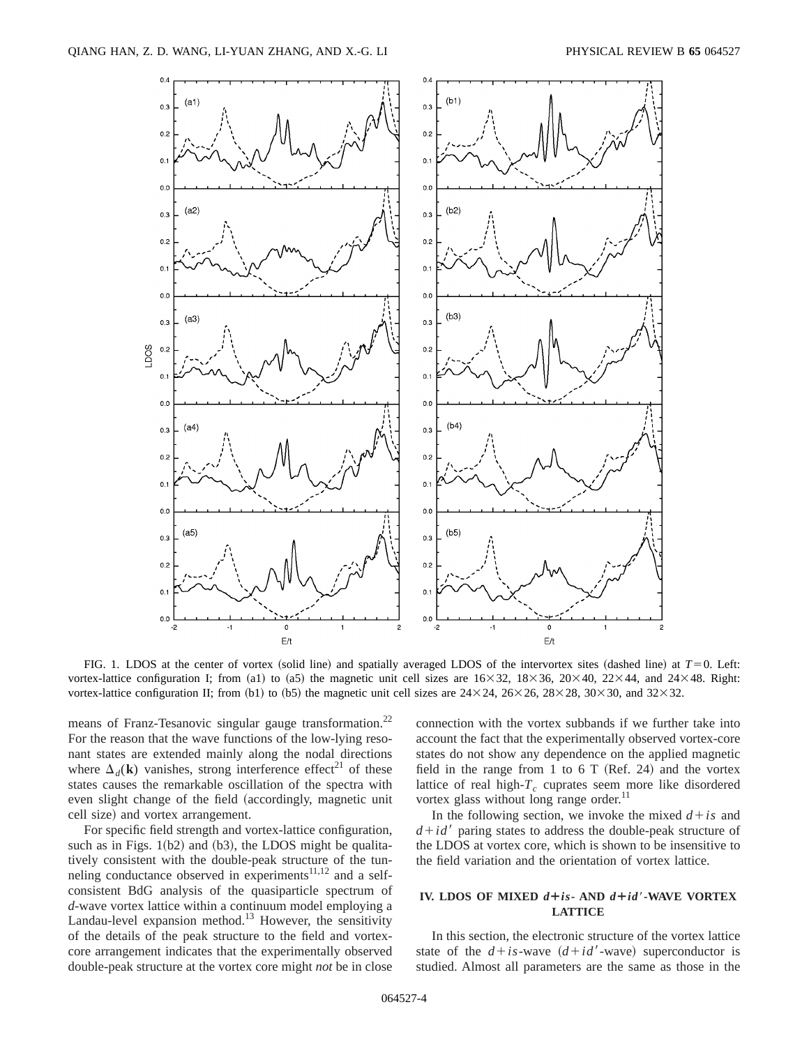FIG. 1. LDOS at the center of vortex (solid line) and spatially averaged LDOS of the intervortex sites (dashed line) at $T=0$. Left: vortex-lattice configuration I; from (a1) to (a5) the magnetic unit cell sizes are $16\times32$, $18\times36$, $20\times40$, $22\times44$, and $24\times48$. Right: vortex-lattice configuration II; from (b1) to (b5) the magnetic unit cell sizes are $24\times24$, $26\times26$, $28\times28$, $30\times30$, and $32\times32$.

means of Franz-Tesanovic singular gauge transformation.[22] For the reason that the wave functions of the low-lying resonant states are extended mainly along the nodal directions where $\Delta_d(\mathbf{k})$ vanishes, strong interference effect[21] of these states causes the remarkable oscillation of the spectra with even slight change of the field (accordingly, magnetic unit cell size) and vortex arrangement.

For specific field strength and vortex-lattice configuration, such as in Figs. 1(b2) and (b3), the LDOS might be qualitatively consistent with the double-peak structure of the tunneling conductance observed in experiments[11,12] and a self-consistent BdG analysis of the quasiparticle spectrum of *d*-wave vortex lattice within a continuum model employing a Landau-level expansion method.[13] However, the sensitivity of the details of the peak structure to the field and vortex-core arrangement indicates that the experimentally observed double-peak structure at the vortex core might *not* be in close connection with the vortex subbands if we further take into account the fact that the experimentally observed vortex-core states do not show any dependence on the applied magnetic field in the range from 1 to 6 T (Ref. 24) and the vortex lattice of real high-$T_c$ cuprates seem more like disordered vortex glass without long range order.[11]

In the following section, we invoke the mixed $d+is$ and $d+id'$ paring states to address the double-peak structure of the LDOS at vortex core, which is shown to be insensitive to the field variation and the orientation of vortex lattice.

## IV. LDOS OF MIXED $d+is$- AND $d+id'$-WAVE VORTEX LATTICE

In this section, the electronic structure of the vortex lattice state of the $d+is$-wave ($d+id'$-wave) superconductor is studied. Almost all parameters are the same as those in the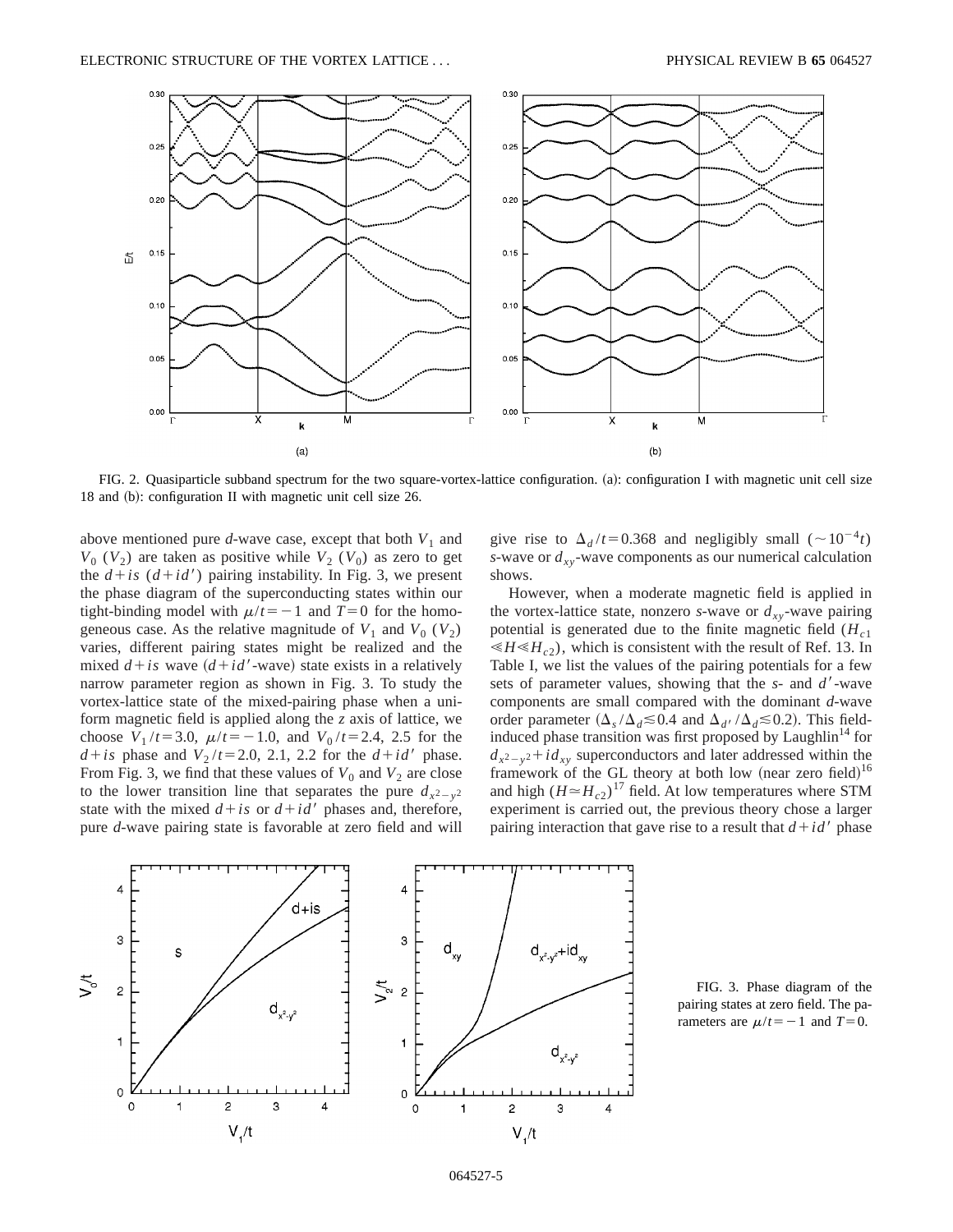FIG. 2. Quasiparticle subband spectrum for the two square-vortex-lattice configuration. (a): configuration I with magnetic unit cell size 18 and (b): configuration II with magnetic unit cell size 26.

above mentioned pure *d*-wave case, except that both $V_1$ and $V_0$ ($V_2$) are taken as positive while $V_2$ ($V_0$) as zero to get the $d+is$ ($d+id'$) pairing instability. In Fig. 3, we present the phase diagram of the superconducting states within our tight-binding model with $\mu/t=-1$ and $T=0$ for the homogeneous case. As the relative magnitude of $V_1$ and $V_0$ ($V_2$) varies, different pairing states might be realized and the mixed $d+is$ wave ($d+id'$-wave) state exists in a relatively narrow parameter region as shown in Fig. 3. To study the vortex-lattice state of the mixed-pairing phase when a uniform magnetic field is applied along the *z* axis of lattice, we choose $V_1/t=3.0$, $\mu/t=-1.0$, and $V_0/t=2.4$, 2.5 for the $d+is$ phase and $V_2/t=2.0$, 2.1, 2.2 for the $d+id'$ phase. From Fig. 3, we find that these values of $V_0$ and $V_2$ are close to the lower transition line that separates the pure $d_{x^2-y^2}$ state with the mixed $d+is$ or $d+id'$ phases and, therefore, pure *d*-wave pairing state is favorable at zero field and will give rise to $\Delta_d/t=0.368$ and negligibly small ($\sim 10^{-4}t$) *s*-wave or $d_{xy}$-wave components as our numerical calculation shows.

However, when a moderate magnetic field is applied in the vortex-lattice state, nonzero *s*-wave or $d_{xy}$-wave pairing potential is generated due to the finite magnetic field ($H_{c1} \ll H \ll H_{c2}$), which is consistent with the result of Ref. 13. In Table I, we list the values of the pairing potentials for a few sets of parameter values, showing that the *s*- and $d'$-wave components are small compared with the dominant *d*-wave order parameter ($\Delta_s/\Delta_d \lesssim 0.4$ and $\Delta_{d'}/\Delta_d \lesssim 0.2$). This field-induced phase transition was first proposed by Laughlin[14] for $d_{x^2-y^2}+id_{xy}$ superconductors and later addressed within the framework of the GL theory at both low (near zero field)[16] and high ($H \simeq H_{c2}$)[17] field. At low temperatures where STM experiment is carried out, the previous theory chose a larger pairing interaction that gave rise to a result that $d+id'$ phase

FIG. 3. Phase diagram of the pairing states at zero field. The parameters are $\mu/t=-1$ and $T=0$.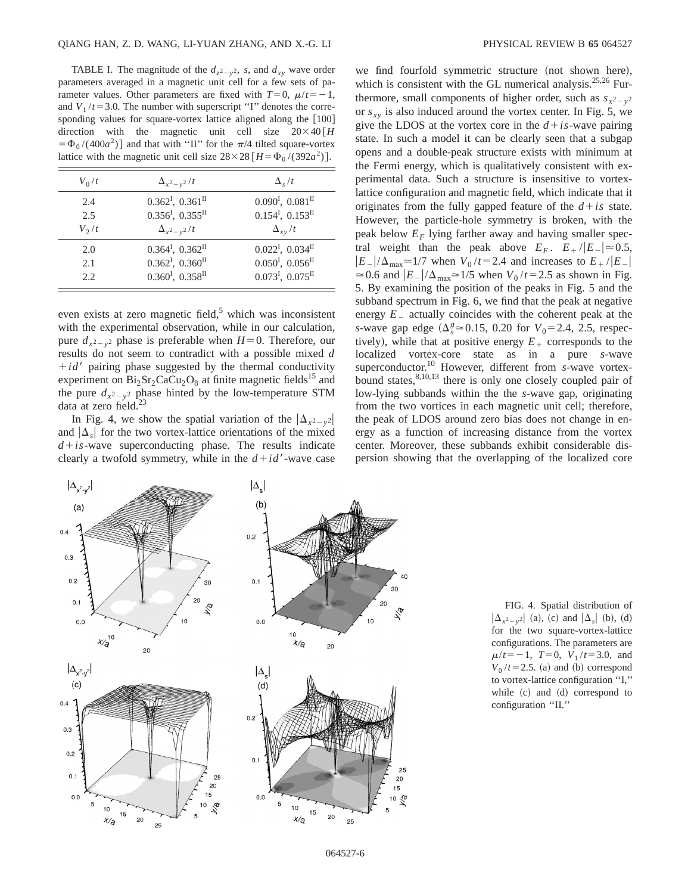TABLE I. The magnitude of the $d_{x^2-y^2}$, $s$, and $d_{xy}$ wave order parameters averaged in a magnetic unit cell for a few sets of parameter values. Other parameters are fixed with $T=0$, $\mu/t=-1$, and $V_1/t=3.0$. The number with superscript "I" denotes the corresponding values for square-vortex lattice aligned along the [100] direction with the magnetic unit cell size $20\times 40$ [$H=\Phi_0/(400a^2)$] and that with "II" for the $\pi/4$ tilted square-vortex lattice with the magnetic unit cell size $28\times 28$ [$H=\Phi_0/(392a^2)$].

| $V_0/t$ | $\Delta_{x^2-y^2}/t$ | $\Delta_s/t$ |
|---|---|---|
| 2.4 | $0.362^{\rm I}$, $0.361^{\rm II}$ | $0.090^{\rm I}$, $0.081^{\rm II}$ |
| 2.5 | $0.356^{\rm I}$, $0.355^{\rm II}$ | $0.154^{\rm I}$, $0.153^{\rm II}$ |
| $V_2/t$ | $\Delta_{x^2-y^2}/t$ | $\Delta_{xy}/t$ |
| 2.0 | $0.364^{\rm I}$, $0.362^{\rm II}$ | $0.022^{\rm I}$, $0.034^{\rm II}$ |
| 2.1 | $0.362^{\rm I}$, $0.360^{\rm II}$ | $0.050^{\rm I}$, $0.056^{\rm II}$ |
| 2.2 | $0.360^{\rm I}$, $0.358^{\rm II}$ | $0.073^{\rm I}$, $0.075^{\rm II}$ |

even exists at zero magnetic field,[5] which was inconsistent with the experimental observation, while in our calculation, pure $d_{x^2-y^2}$ phase is preferable when $H=0$. Therefore, our results do not seem to contradict with a possible mixed $d+id'$ pairing phase suggested by the thermal conductivity experiment on $Bi_2Sr_2CaCu_2O_8$ at finite magnetic fields[15] and the pure $d_{x^2-y^2}$ phase hinted by the low-temperature STM data at zero field.[23]

In Fig. 4, we show the spatial variation of the $|\Delta_{x^2-y^2}|$ and $|\Delta_s|$ for the two vortex-lattice orientations of the mixed $d+is$-wave superconducting phase. The results indicate clearly a twofold symmetry, while in the $d+id'$-wave case we find fourfold symmetric structure (not shown here), which is consistent with the GL numerical analysis.[25,26] Furthermore, small components of higher order, such as $s_{x^2-y^2}$ or $s_{xy}$ is also induced around the vortex center. In Fig. 5, we give the LDOS at the vortex core in the $d+is$-wave pairing state. In such a model it can be clearly seen that a subgap opens and a double-peak structure exists with minimum at the Fermi energy, which is qualitatively consistent with experimental data. Such a structure is insensitive to vortex-lattice configuration and magnetic field, which indicate that it originates from the fully gapped feature of the $d+is$ state. However, the particle-hole symmetry is broken, with the peak below $E_F$ lying farther away and having smaller spectral weight than the peak above $E_F$. $E_+/|E_-|\simeq 0.5$, $|E_-|/\Delta_{\rm max}\simeq 1/7$ when $V_0/t=2.4$ and increases to $E_+/|E_-|\simeq 0.6$ and $|E_-|/\Delta_{\rm max}\simeq 1/5$ when $V_0/t=2.5$ as shown in Fig. 5. By examining the position of the peaks in Fig. 5 and the subband spectrum in Fig. 6, we find that the peak at negative energy $E_-$ actually coincides with the coherent peak at the $s$-wave gap edge ($\Delta_s^g\simeq 0.15$, 0.20 for $V_0=2.4$, 2.5, respectively), while that at positive energy $E_+$ corresponds to the localized vortex-core state as in a pure $s$-wave superconductor.[10] However, different from $s$-wave vortex-bound states,[8,10,13] there is only one closely coupled pair of low-lying subbands within the the $s$-wave gap, originating from the two vortices in each magnetic unit cell; therefore, the peak of LDOS around zero bias does not change in energy as a function of increasing distance from the vortex center. Moreover, these subbands exhibit considerable dispersion showing that the overlapping of the localized core

FIG. 4. Spatial distribution of $|\Delta_{x^2-y^2}|$ (a), (c) and $|\Delta_s|$ (b), (d) for the two square-vortex-lattice configurations. The parameters are $\mu/t=-1$, $T=0$, $V_1/t=3.0$, and $V_0/t=2.5$. (a) and (b) correspond to vortex-lattice configuration "I," while (c) and (d) correspond to configuration "II."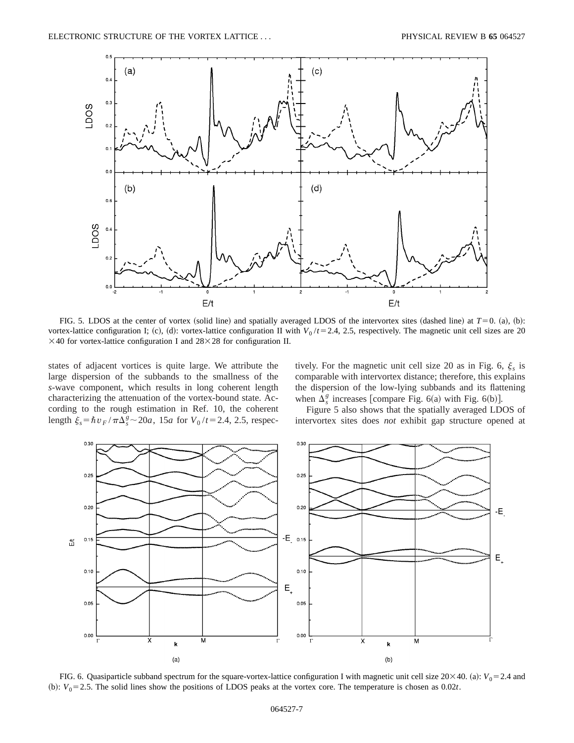FIG. 5. LDOS at the center of vortex (solid line) and spatially averaged LDOS of the intervortex sites (dashed line) at $T=0$. (a), (b): vortex-lattice configuration I; (c), (d): vortex-lattice configuration II with $V_0/t=2.4$, 2.5, respectively. The magnetic unit cell sizes are $20\times40$ for vortex-lattice configuration I and $28\times28$ for configuration II.

states of adjacent vortices is quite large. We attribute the large dispersion of the subbands to the smallness of the *s*-wave component, which results in long coherent length characterizing the attenuation of the vortex-bound state. According to the rough estimation in Ref. 10, the coherent length $\xi_s = \hbar v_F/\pi\Delta_s^g \sim 20a$, $15a$ for $V_0/t=2.4$, 2.5, respectively. For the magnetic unit cell size 20 as in Fig. 6, $\xi_s$ is comparable with intervortex distance; therefore, this explains the dispersion of the low-lying subbands and its flattening when $\Delta_s^g$ increases [compare Fig. 6(a) with Fig. 6(b)].

Figure 5 also shows that the spatially averaged LDOS of intervortex sites does *not* exhibit gap structure opened at

FIG. 6. Quasiparticle subband spectrum for the square-vortex-lattice configuration I with magnetic unit cell size $20\times40$. (a): $V_0=2.4$ and (b): $V_0=2.5$. The solid lines show the positions of LDOS peaks at the vortex core. The temperature is chosen as $0.02t$.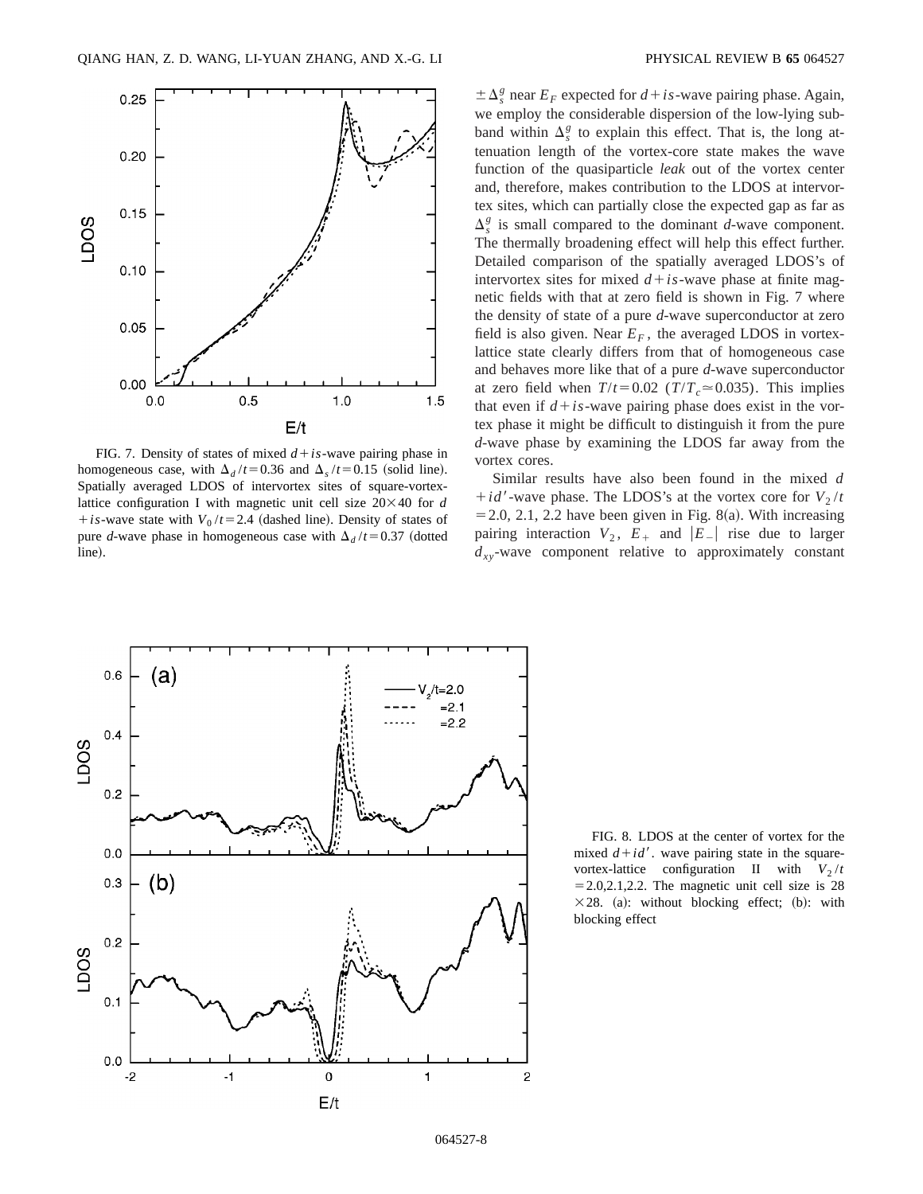FIG. 7. Density of states of mixed $d+is$-wave pairing phase in homogeneous case, with $\Delta_d/t=0.36$ and $\Delta_s/t=0.15$ (solid line). Spatially averaged LDOS of intervortex sites of square-vortex-lattice configuration I with magnetic unit cell size $20\times 40$ for $d+is$-wave state with $V_0/t=2.4$ (dashed line). Density of states of pure $d$-wave phase in homogeneous case with $\Delta_d/t=0.37$ (dotted line).

$\pm\Delta_s^g$ near $E_F$ expected for $d+is$-wave pairing phase. Again, we employ the considerable dispersion of the low-lying subband within $\Delta_s^g$ to explain this effect. That is, the long attenuation length of the vortex-core state makes the wave function of the quasiparticle *leak* out of the vortex center and, therefore, makes contribution to the LDOS at intervortex sites, which can partially close the expected gap as far as $\Delta_s^g$ is small compared to the dominant $d$-wave component. The thermally broadening effect will help this effect further. Detailed comparison of the spatially averaged LDOS's of intervortex sites for mixed $d+is$-wave phase at finite magnetic fields with that at zero field is shown in Fig. 7 where the density of state of a pure $d$-wave superconductor at zero field is also given. Near $E_F$, the averaged LDOS in vortex-lattice state clearly differs from that of homogeneous case and behaves more like that of a pure $d$-wave superconductor at zero field when $T/t=0.02$ ($T/T_c\simeq 0.035$). This implies that even if $d+is$-wave pairing phase does exist in the vortex phase it might be difficult to distinguish it from the pure $d$-wave phase by examining the LDOS far away from the vortex cores.

Similar results have also been found in the mixed $d+id'$-wave phase. The LDOS's at the vortex core for $V_2/t=2.0$, 2.1, 2.2 have been given in Fig. 8(a). With increasing pairing interaction $V_2$, $E_+$ and $|E_-|$ rise due to larger $d_{xy}$-wave component relative to approximately constant

FIG. 8. LDOS at the center of vortex for the mixed $d+id'$. wave pairing state in the square-vortex-lattice configuration II with $V_2/t=2.0,2.1,2.2$. The magnetic unit cell size is $28\times 28$. (a): without blocking effect; (b): with blocking effect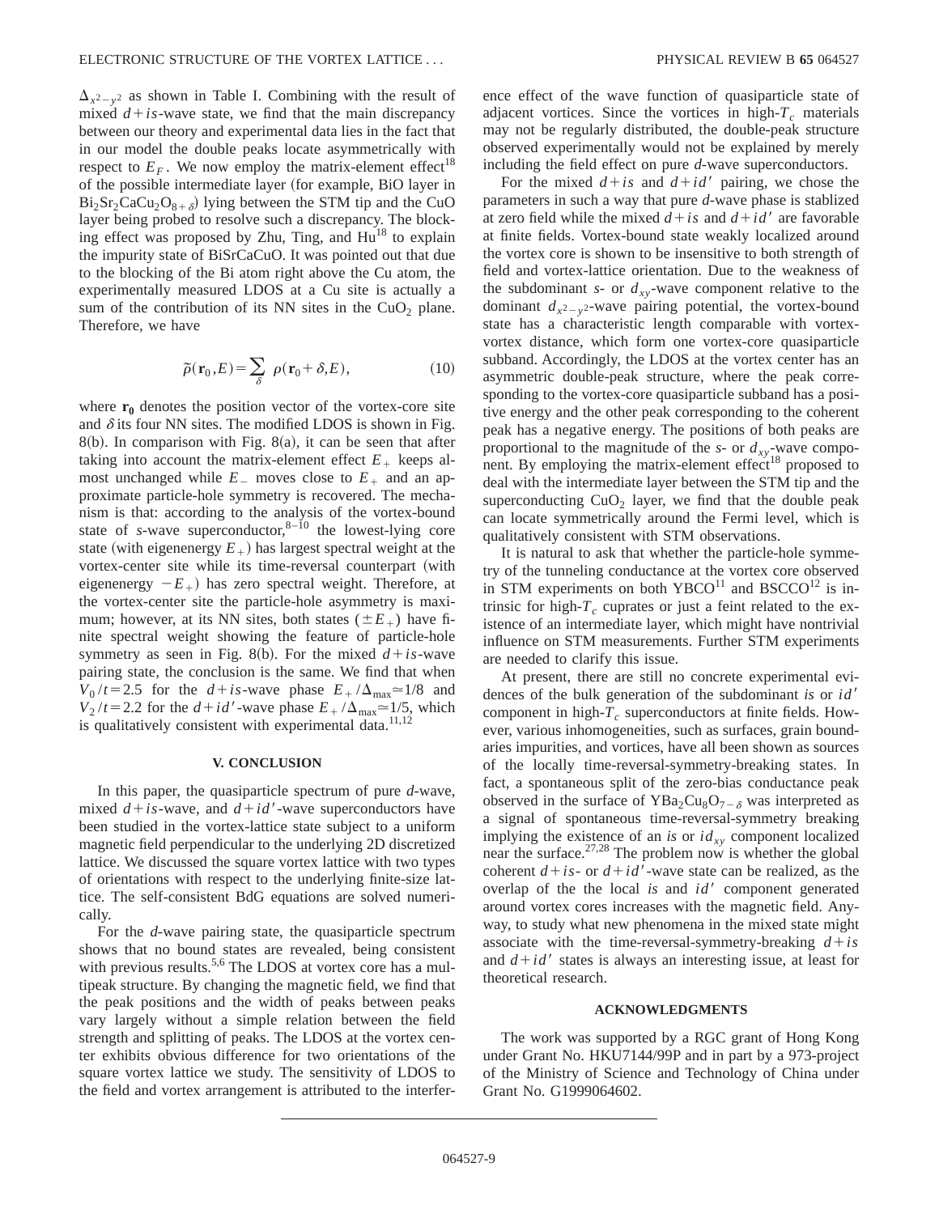$\Delta_{x^2-y^2}$ as shown in Table I. Combining with the result of mixed $d+is$-wave state, we find that the main discrepancy between our theory and experimental data lies in the fact that in our model the double peaks locate asymmetrically with respect to $E_F$. We now employ the matrix-element effect[18] of the possible intermediate layer (for example, BiO layer in $Bi_2Sr_2CaCu_2O_{8+\delta}$) lying between the STM tip and the CuO layer being probed to resolve such a discrepancy. The blocking effect was proposed by Zhu, Ting, and Hu[18] to explain the impurity state of BiSrCaCuO. It was pointed out that due to the blocking of the Bi atom right above the Cu atom, the experimentally measured LDOS at a Cu site is actually a sum of the contribution of its NN sites in the $CuO_2$ plane. Therefore, we have

$$\tilde{\rho}(\mathbf{r}_0,E)=\sum_{\delta} \rho(\mathbf{r}_0+\delta,E), \tag{10}$$

where $\mathbf{r_0}$ denotes the position vector of the vortex-core site and $\delta$ its four NN sites. The modified LDOS is shown in Fig. 8(b). In comparison with Fig. 8(a), it can be seen that after taking into account the matrix-element effect $E_+$ keeps almost unchanged while $E_-$ moves close to $E_+$ and an approximate particle-hole symmetry is recovered. The mechanism is that: according to the analysis of the vortex-bound state of $s$-wave superconductor,[8–10] the lowest-lying core state (with eigenenergy $E_+$) has largest spectral weight at the vortex-center site while its time-reversal counterpart (with eigenenergy $-E_+$) has zero spectral weight. Therefore, at the vortex-center site the particle-hole asymmetry is maximum; however, at its NN sites, both states ($\pm E_+$) have finite spectral weight showing the feature of particle-hole symmetry as seen in Fig. 8(b). For the mixed $d+is$-wave pairing state, the conclusion is the same. We find that when $V_0/t=2.5$ for the $d+is$-wave phase $E_+/\Delta_{\max}\simeq 1/8$ and $V_2/t=2.2$ for the $d+id'$-wave phase $E_+/\Delta_{\max}\simeq 1/5$, which is qualitatively consistent with experimental data.[11,12]

## V. CONCLUSION

In this paper, the quasiparticle spectrum of pure $d$-wave, mixed $d+is$-wave, and $d+id'$-wave superconductors have been studied in the vortex-lattice state subject to a uniform magnetic field perpendicular to the underlying 2D discretized lattice. We discussed the square vortex lattice with two types of orientations with respect to the underlying finite-size lattice. The self-consistent BdG equations are solved numerically.

For the $d$-wave pairing state, the quasiparticle spectrum shows that no bound states are revealed, being consistent with previous results.[5,6] The LDOS at vortex core has a multipeak structure. By changing the magnetic field, we find that the peak positions and the width of peaks between peaks vary largely without a simple relation between the field strength and splitting of peaks. The LDOS at the vortex center exhibits obvious difference for two orientations of the square vortex lattice we study. The sensitivity of LDOS to the field and vortex arrangement is attributed to the interference effect of the wave function of quasiparticle state of adjacent vortices. Since the vortices in high-$T_c$ materials may not be regularly distributed, the double-peak structure observed experimentally would not be explained by merely including the field effect on pure $d$-wave superconductors.

For the mixed $d+is$ and $d+id'$ pairing, we chose the parameters in such a way that pure $d$-wave phase is stablized at zero field while the mixed $d+is$ and $d+id'$ are favorable at finite fields. Vortex-bound state weakly localized around the vortex core is shown to be insensitive to both strength of field and vortex-lattice orientation. Due to the weakness of the subdominant $s$- or $d_{xy}$-wave component relative to the dominant $d_{x^2-y^2}$-wave pairing potential, the vortex-bound state has a characteristic length comparable with vortex-vortex distance, which form one vortex-core quasiparticle subband. Accordingly, the LDOS at the vortex center has an asymmetric double-peak structure, where the peak corresponding to the vortex-core quasiparticle subband has a positive energy and the other peak corresponding to the coherent peak has a negative energy. The positions of both peaks are proportional to the magnitude of the $s$- or $d_{xy}$-wave component. By employing the matrix-element effect[18] proposed to deal with the intermediate layer between the STM tip and the superconducting $CuO_2$ layer, we find that the double peak can locate symmetrically around the Fermi level, which is qualitatively consistent with STM observations.

It is natural to ask that whether the particle-hole symmetry of the tunneling conductance at the vortex core observed in STM experiments on both YBCO[11] and BSCCO[12] is intrinsic for high-$T_c$ cuprates or just a feint related to the existence of an intermediate layer, which might have nontrivial influence on STM measurements. Further STM experiments are needed to clarify this issue.

At present, there are still no concrete experimental evidences of the bulk generation of the subdominant $is$ or $id'$ component in high-$T_c$ superconductors at finite fields. However, various inhomogeneities, such as surfaces, grain boundaries impurities, and vortices, have all been shown as sources of the locally time-reversal-symmetry-breaking states. In fact, a spontaneous split of the zero-bias conductance peak observed in the surface of $YBa_2Cu_8O_{7-\delta}$ was interpreted as a signal of spontaneous time-reversal-symmetry breaking implying the existence of an $is$ or $id_{xy}$ component localized near the surface.[27,28] The problem now is whether the global coherent $d+is$- or $d+id'$-wave state can be realized, as the overlap of the the local $is$ and $id'$ component generated around vortex cores increases with the magnetic field. Anyway, to study what new phenomena in the mixed state might associate with the time-reversal-symmetry-breaking $d+is$ and $d+id'$ states is always an interesting issue, at least for theoretical research.

## ACKNOWLEDGMENTS

The work was supported by a RGC grant of Hong Kong under Grant No. HKU7144/99P and in part by a 973-project of the Ministry of Science and Technology of China under Grant No. G1999064602.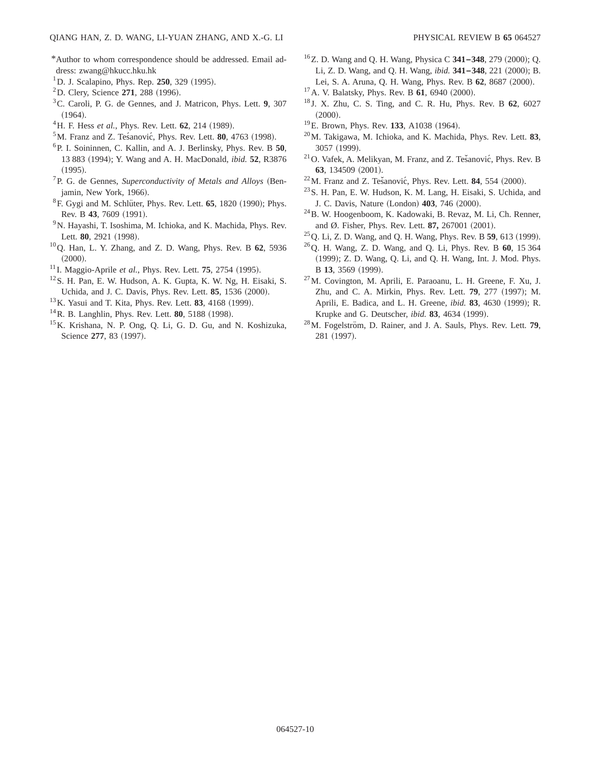*Author to whom correspondence should be addressed. Email address: zwang@hkucc.hku.hk

[1] D. J. Scalapino, Phys. Rep. **250**, 329 (1995).

[2] D. Clery, Science **271**, 288 (1996).

[3] C. Caroli, P. G. de Gennes, and J. Matricon, Phys. Lett. **9**, 307 (1964).

[4] H. F. Hess *et al.*, Phys. Rev. Lett. **62**, 214 (1989).

[5] M. Franz and Z. Teśanović, Phys. Rev. Lett. **80**, 4763 (1998).

[6] P. I. Soininnen, C. Kallin, and A. J. Berlinsky, Phys. Rev. B **50**, 13 883 (1994); Y. Wang and A. H. MacDonald, *ibid.* **52**, R3876 (1995).

[7] P. G. de Gennes, *Superconductivity of Metals and Alloys* (Benjamin, New York, 1966).

[8] F. Gygi and M. Schlüter, Phys. Rev. Lett. **65**, 1820 (1990); Phys. Rev. B **43**, 7609 (1991).

[9] N. Hayashi, T. Isoshima, M. Ichioka, and K. Machida, Phys. Rev. Lett. **80**, 2921 (1998).

[10] Q. Han, L. Y. Zhang, and Z. D. Wang, Phys. Rev. B **62**, 5936 (2000).

[11] I. Maggio-Aprile *et al.*, Phys. Rev. Lett. **75**, 2754 (1995).

[12] S. H. Pan, E. W. Hudson, A. K. Gupta, K. W. Ng, H. Eisaki, S. Uchida, and J. C. Davis, Phys. Rev. Lett. **85**, 1536 (2000).

[13] K. Yasui and T. Kita, Phys. Rev. Lett. **83**, 4168 (1999).

[14] R. B. Langhlin, Phys. Rev. Lett. **80**, 5188 (1998).

[15] K. Krishana, N. P. Ong, Q. Li, G. D. Gu, and N. Koshizuka, Science **277**, 83 (1997).

[16] Z. D. Wang and Q. H. Wang, Physica C **341–348**, 279 (2000); Q. Li, Z. D. Wang, and Q. H. Wang, *ibid.* **341–348**, 221 (2000); B. Lei, S. A. Aruna, Q. H. Wang, Phys. Rev. B **62**, 8687 (2000).

[17] A. V. Balatsky, Phys. Rev. B **61**, 6940 (2000).

[18] J. X. Zhu, C. S. Ting, and C. R. Hu, Phys. Rev. B **62**, 6027 (2000).

[19] E. Brown, Phys. Rev. **133**, A1038 (1964).

[20] M. Takigawa, M. Ichioka, and K. Machida, Phys. Rev. Lett. **83**, 3057 (1999).

[21] O. Vafek, A. Melikyan, M. Franz, and Z. Tešanović, Phys. Rev. B **63**, 134509 (2001).

[22] M. Franz and Z. Tešanović, Phys. Rev. Lett. **84**, 554 (2000).

[23] S. H. Pan, E. W. Hudson, K. M. Lang, H. Eisaki, S. Uchida, and J. C. Davis, Nature (London) **403**, 746 (2000).

[24] B. W. Hoogenboom, K. Kadowaki, B. Revaz, M. Li, Ch. Renner, and Ø. Fisher, Phys. Rev. Lett. **87,** 267001 (2001).

[25] Q. Li, Z. D. Wang, and Q. H. Wang, Phys. Rev. B **59**, 613 (1999).

[26] Q. H. Wang, Z. D. Wang, and Q. Li, Phys. Rev. B **60**, 15 364 (1999); Z. D. Wang, Q. Li, and Q. H. Wang, Int. J. Mod. Phys. B **13**, 3569 (1999).

[27] M. Covington, M. Aprili, E. Paraoanu, L. H. Greene, F. Xu, J. Zhu, and C. A. Mirkin, Phys. Rev. Lett. **79**, 277 (1997); M. Aprili, E. Badica, and L. H. Greene, *ibid.* **83**, 4630 (1999); R. Krupke and G. Deutscher, *ibid.* **83**, 4634 (1999).

[28] M. Fogelström, D. Rainer, and J. A. Sauls, Phys. Rev. Lett. **79**, 281 (1997).